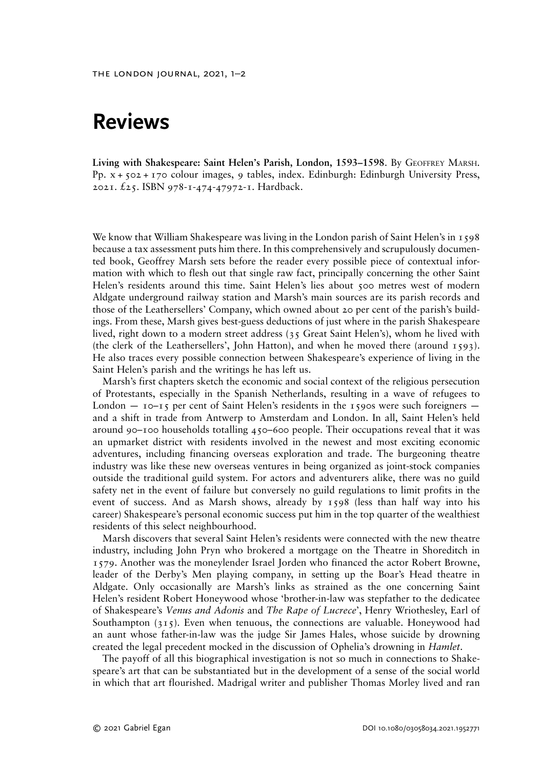# Reviews

**Living with Shakespeare: Saint Helen's Parish, London, 1593–1598**. By Geoffrey Marsh. Pp. x + 502 + 170 colour images, 9 tables, index. Edinburgh: Edinburgh University Press, 2021. £25. ISBN 978-1-474-47972-1. Hardback.

We know that William Shakespeare was living in the London parish of Saint Helen's in 1598 because a tax assessment puts him there. In this comprehensively and scrupulously documented book, Geoffrey Marsh sets before the reader every possible piece of contextual information with which to flesh out that single raw fact, principally concerning the other Saint Helen's residents around this time. Saint Helen's lies about 500 metres west of modern Aldgate underground railway station and Marsh's main sources are its parish records and those of the Leathersellers' Company, which owned about 20 per cent of the parish's buildings. From these, Marsh gives best-guess deductions of just where in the parish Shakespeare lived, right down to a modern street address (35 Great Saint Helen's), whom he lived with (the clerk of the Leathersellers', John Hatton), and when he moved there (around 1593). He also traces every possible connection between Shakespeare's experience of living in the Saint Helen's parish and the writings he has left us.

Marsh's first chapters sketch the economic and social context of the religious persecution of Protestants, especially in the Spanish Netherlands, resulting in a wave of refugees to London — 10–15 per cent of Saint Helen's residents in the 1590s were such foreigners — and a shift in trade from Antwerp to Amsterdam and London. In all, Saint Helen's held around 90–100 households totalling 450–600 people. Their occupations reveal that it was an upmarket district with residents involved in the newest and most exciting economic adventures, including financing overseas exploration and trade. The burgeoning theatre industry was like these new overseas ventures in being organized as joint-stock companies outside the traditional guild system. For actors and adventurers alike, there was no guild safety net in the event of failure but conversely no guild regulations to limit profits in the event of success. And as Marsh shows, already by 1598 (less than half way into his career) Shakespeare's personal economic success put him in the top quarter of the wealthiest residents of this select neighbourhood.

Marsh discovers that several Saint Helen's residents were connected with the new theatre industry, including John Pryn who brokered a mortgage on the Theatre in Shoreditch in 1579. Another was the moneylender Israel Jorden who financed the actor Robert Browne, leader of the Derby's Men playing company, in setting up the Boar's Head theatre in Aldgate. Only occasionally are Marsh's links as strained as the one concerning Saint Helen's resident Robert Honeywood whose 'brother-in-law was stepfather to the dedicatee of Shakespeare's *Venus and Adonis* and *The Rape of Lucrece*', Henry Wriothesley, Earl of Southampton (315). Even when tenuous, the connections are valuable. Honeywood had an aunt whose father-in-law was the judge Sir James Hales, whose suicide by drowning created the legal precedent mocked in the discussion of Ophelia's drowning in *Hamlet*.

The payoff of all this biographical investigation is not so much in connections to Shakespeare's art that can be substantiated but in the development of a sense of the social world in which that art flourished. Madrigal writer and publisher Thomas Morley lived and ran

© 2021 Gabriel Egan DOI 10.1080/03058034.2021.1952771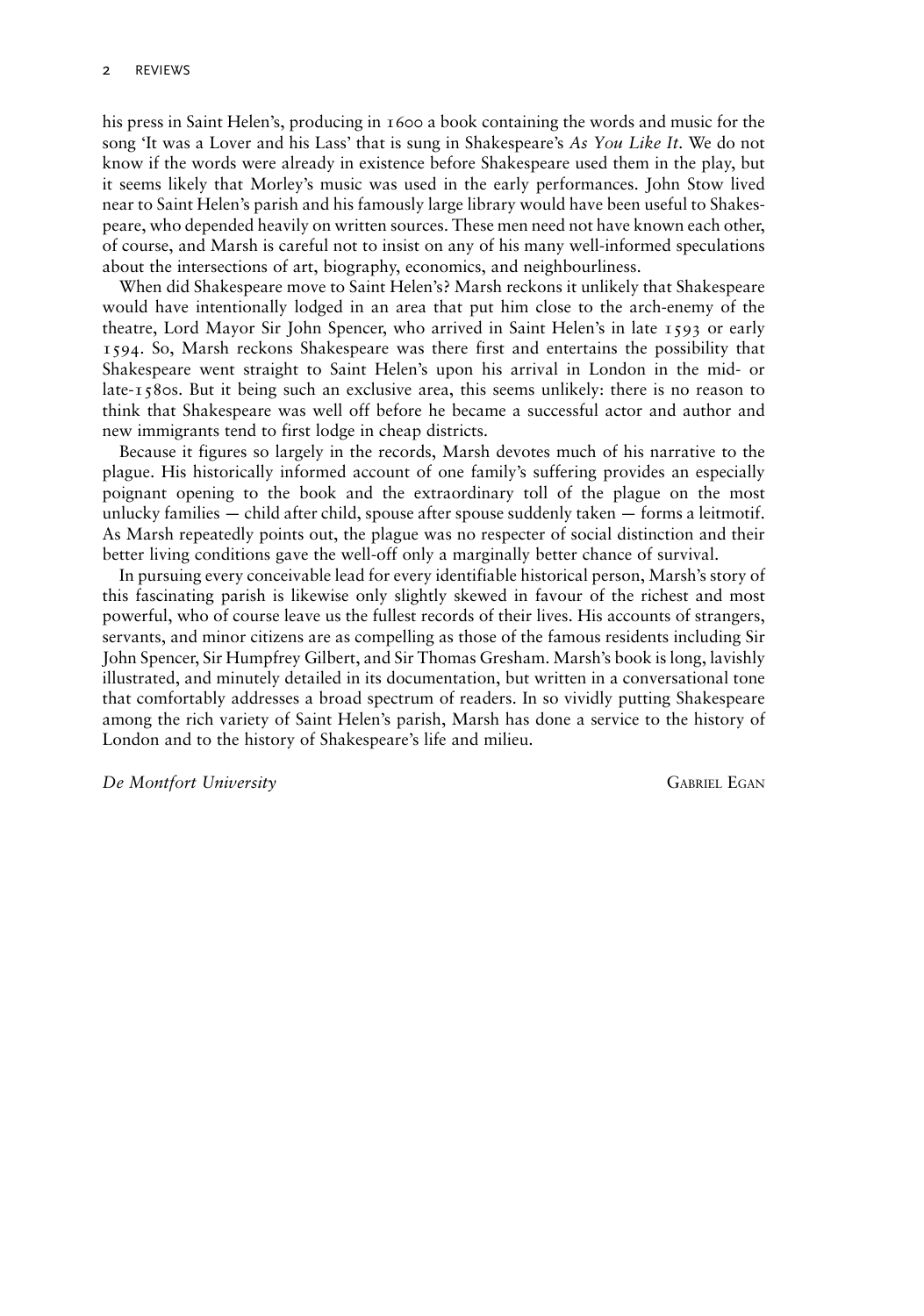his press in Saint Helen's, producing in 1600 a book containing the words and music for the song 'It was a Lover and his Lass' that is sung in Shakespeare's *As You Like It*. We do not know if the words were already in existence before Shakespeare used them in the play, but it seems likely that Morley's music was used in the early performances. John Stow lived near to Saint Helen's parish and his famously large library would have been useful to Shakespeare, who depended heavily on written sources. These men need not have known each other, of course, and Marsh is careful not to insist on any of his many well-informed speculations about the intersections of art, biography, economics, and neighbourliness.

When did Shakespeare move to Saint Helen's? Marsh reckons it unlikely that Shakespeare would have intentionally lodged in an area that put him close to the arch-enemy of the theatre, Lord Mayor Sir John Spencer, who arrived in Saint Helen's in late 1593 or early 1594. So, Marsh reckons Shakespeare was there first and entertains the possibility that Shakespeare went straight to Saint Helen's upon his arrival in London in the mid- or late-1580s. But it being such an exclusive area, this seems unlikely: there is no reason to think that Shakespeare was well off before he became a successful actor and author and new immigrants tend to first lodge in cheap districts.

Because it figures so largely in the records, Marsh devotes much of his narrative to the plague. His historically informed account of one family's suffering provides an especially poignant opening to the book and the extraordinary toll of the plague on the most unlucky families — child after child, spouse after spouse suddenly taken — forms a leitmotif. As Marsh repeatedly points out, the plague was no respecter of social distinction and their better living conditions gave the well-off only a marginally better chance of survival.

In pursuing every conceivable lead for every identifiable historical person, Marsh's story of this fascinating parish is likewise only slightly skewed in favour of the richest and most powerful, who of course leave us the fullest records of their lives. His accounts of strangers, servants, and minor citizens are as compelling as those of the famous residents including Sir John Spencer, Sir Humpfrey Gilbert, and Sir Thomas Gresham. Marsh's book is long, lavishly illustrated, and minutely detailed in its documentation, but written in a conversational tone that comfortably addresses a broad spectrum of readers. In so vividly putting Shakespeare among the rich variety of Saint Helen's parish, Marsh has done a service to the history of London and to the history of Shakespeare's life and milieu.

*De Montfort University* GABRIEL EGAN